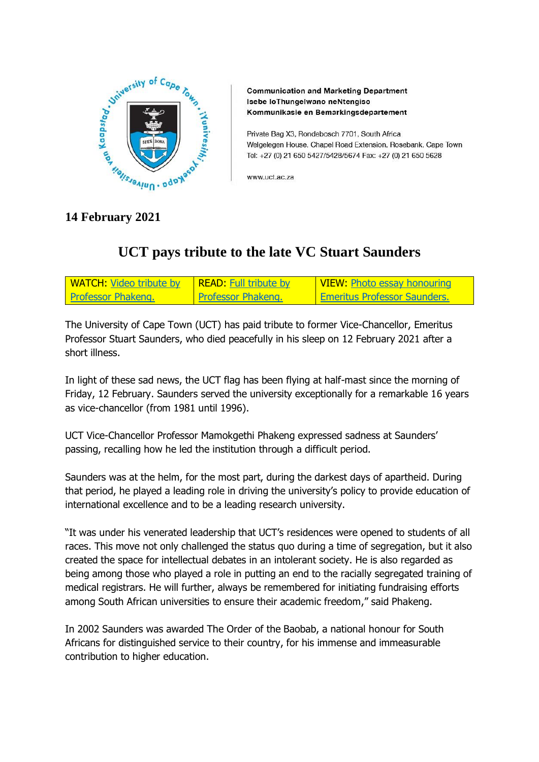**Communication and Marketing Department**
**Isebe loThungelwano neNtengiso**
**Kommunikasie en Bemarkingsdepartement**

Private Bag X3, Rondebosch 7701, South Africa
Welgelegen House, Chapel Road Extension, Rosebank, Cape Town
Tel: +27 (0) 21 650 5427/5428/5674 Fax: +27 (0) 21 650 5628

www.uct.ac.za

**14 February 2021**

# UCT pays tribute to the late VC Stuart Saunders

| WATCH: Video tribute by Professor Phakeng. | READ: Full tribute by Professor Phakeng. | VIEW: Photo essay honouring Emeritus Professor Saunders. |
|---|---|---|

The University of Cape Town (UCT) has paid tribute to former Vice-Chancellor, Emeritus Professor Stuart Saunders, who died peacefully in his sleep on 12 February 2021 after a short illness.

In light of these sad news, the UCT flag has been flying at half-mast since the morning of Friday, 12 February. Saunders served the university exceptionally for a remarkable 16 years as vice-chancellor (from 1981 until 1996).

UCT Vice-Chancellor Professor Mamokgethi Phakeng expressed sadness at Saunders' passing, recalling how he led the institution through a difficult period.

Saunders was at the helm, for the most part, during the darkest days of apartheid. During that period, he played a leading role in driving the university's policy to provide education of international excellence and to be a leading research university.

"It was under his venerated leadership that UCT's residences were opened to students of all races. This move not only challenged the status quo during a time of segregation, but it also created the space for intellectual debates in an intolerant society. He is also regarded as being among those who played a role in putting an end to the racially segregated training of medical registrars. He will further, always be remembered for initiating fundraising efforts among South African universities to ensure their academic freedom," said Phakeng.

In 2002 Saunders was awarded The Order of the Baobab, a national honour for South Africans for distinguished service to their country, for his immense and immeasurable contribution to higher education.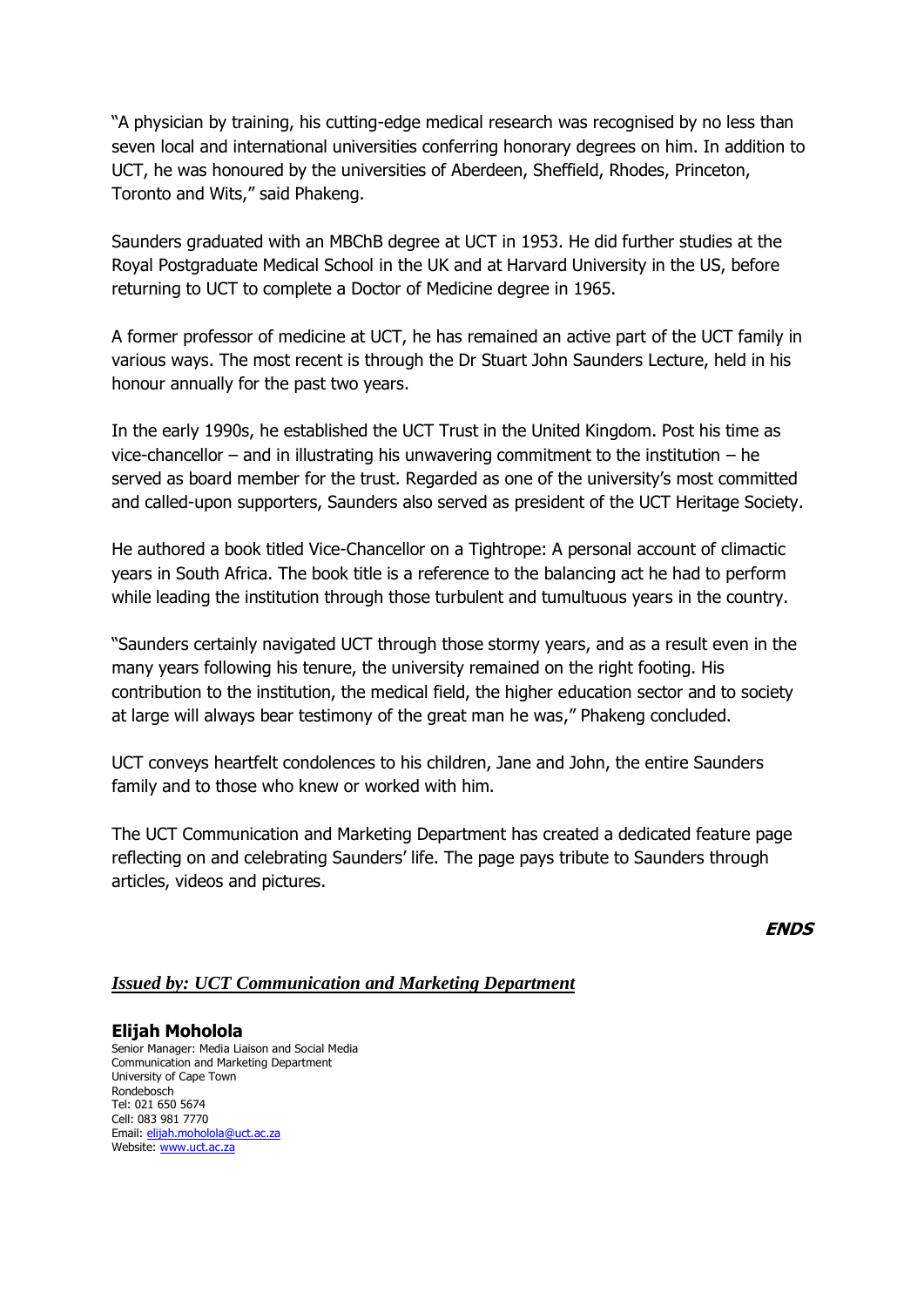"A physician by training, his cutting-edge medical research was recognised by no less than seven local and international universities conferring honorary degrees on him. In addition to UCT, he was honoured by the universities of Aberdeen, Sheffield, Rhodes, Princeton, Toronto and Wits," said Phakeng.

Saunders graduated with an MBChB degree at UCT in 1953. He did further studies at the Royal Postgraduate Medical School in the UK and at Harvard University in the US, before returning to UCT to complete a Doctor of Medicine degree in 1965.

A former professor of medicine at UCT, he has remained an active part of the UCT family in various ways. The most recent is through the Dr Stuart John Saunders Lecture, held in his honour annually for the past two years.

In the early 1990s, he established the UCT Trust in the United Kingdom. Post his time as vice-chancellor – and in illustrating his unwavering commitment to the institution – he served as board member for the trust. Regarded as one of the university's most committed and called-upon supporters, Saunders also served as president of the UCT Heritage Society.

He authored a book titled Vice-Chancellor on a Tightrope: A personal account of climactic years in South Africa. The book title is a reference to the balancing act he had to perform while leading the institution through those turbulent and tumultuous years in the country.

"Saunders certainly navigated UCT through those stormy years, and as a result even in the many years following his tenure, the university remained on the right footing. His contribution to the institution, the medical field, the higher education sector and to society at large will always bear testimony of the great man he was," Phakeng concluded.

UCT conveys heartfelt condolences to his children, Jane and John, the entire Saunders family and to those who knew or worked with him.

The UCT Communication and Marketing Department has created a dedicated feature page reflecting on and celebrating Saunders' life. The page pays tribute to Saunders through articles, videos and pictures.

***ENDS***

***Issued by: UCT Communication and Marketing Department***

**Elijah Moholola**
Senior Manager: Media Liaison and Social Media
Communication and Marketing Department
University of Cape Town
Rondebosch
Tel: 021 650 5674
Cell: 083 981 7770
Email: elijah.moholola@uct.ac.za
Website: www.uct.ac.za